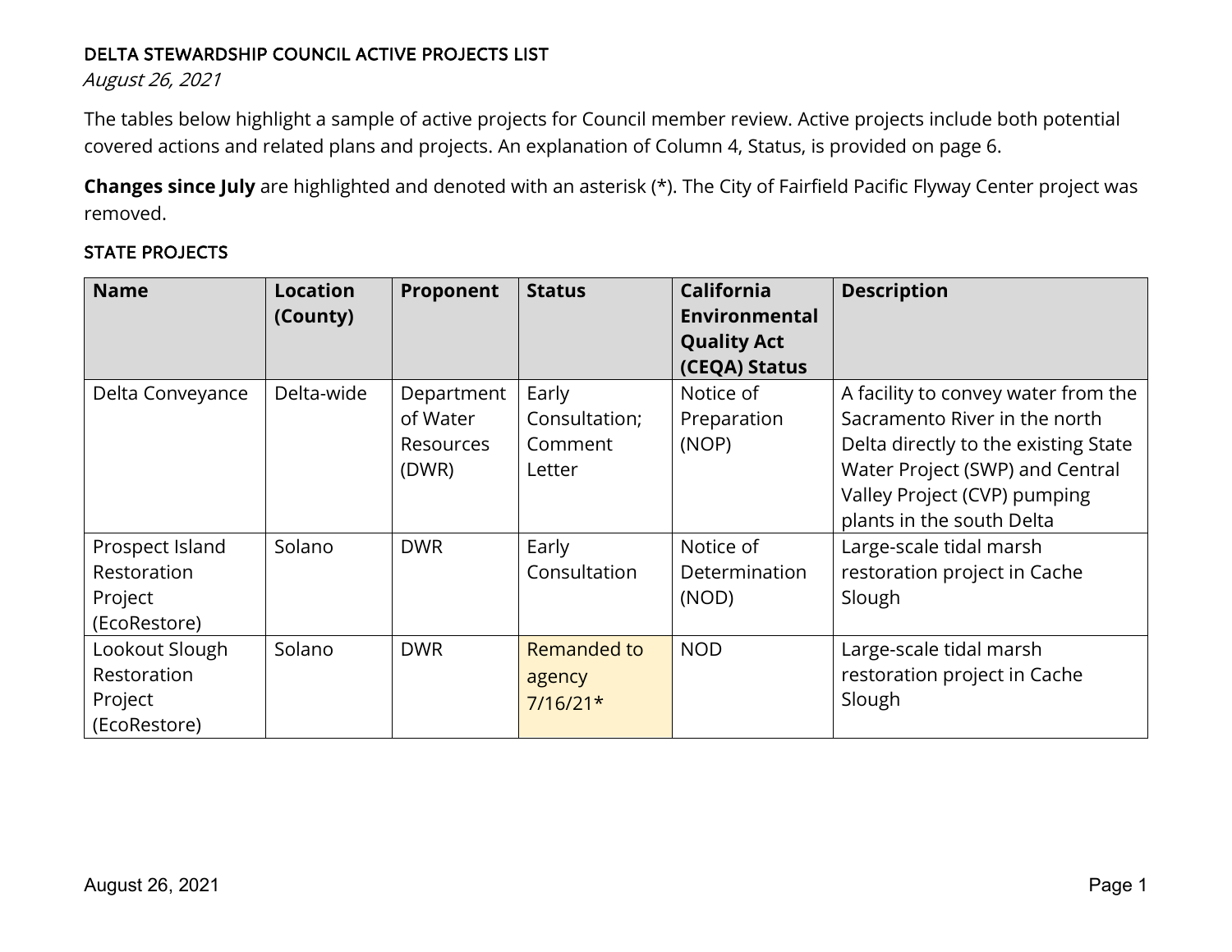# DELTA STEWARDSHIP COUNCIL ACTIVE PROJECTS LIST

*August 26, 2021*

The tables below highlight a sample of active projects for Council member review. Active projects include both potential covered actions and related plans and projects. An explanation of Column 4, Status, is provided on page 6.

**Changes since July** are highlighted and denoted with an asterisk (*). The City of Fairfield Pacific Flyway Center project was removed.

## STATE PROJECTS

| Name | Location (County) | Proponent | Status | California Environmental Quality Act (CEQA) Status | Description |
|---|---|---|---|---|---|
| Delta Conveyance | Delta-wide | Department of Water Resources (DWR) | Early Consultation; Comment Letter | Notice of Preparation (NOP) | A facility to convey water from the Sacramento River in the north Delta directly to the existing State Water Project (SWP) and Central Valley Project (CVP) pumping plants in the south Delta |
| Prospect Island Restoration Project (EcoRestore) | Solano | DWR | Early Consultation | Notice of Determination (NOD) | Large-scale tidal marsh restoration project in Cache Slough |
| Lookout Slough Restoration Project (EcoRestore) | Solano | DWR | Remanded to agency 7/16/21* | NOD | Large-scale tidal marsh restoration project in Cache Slough |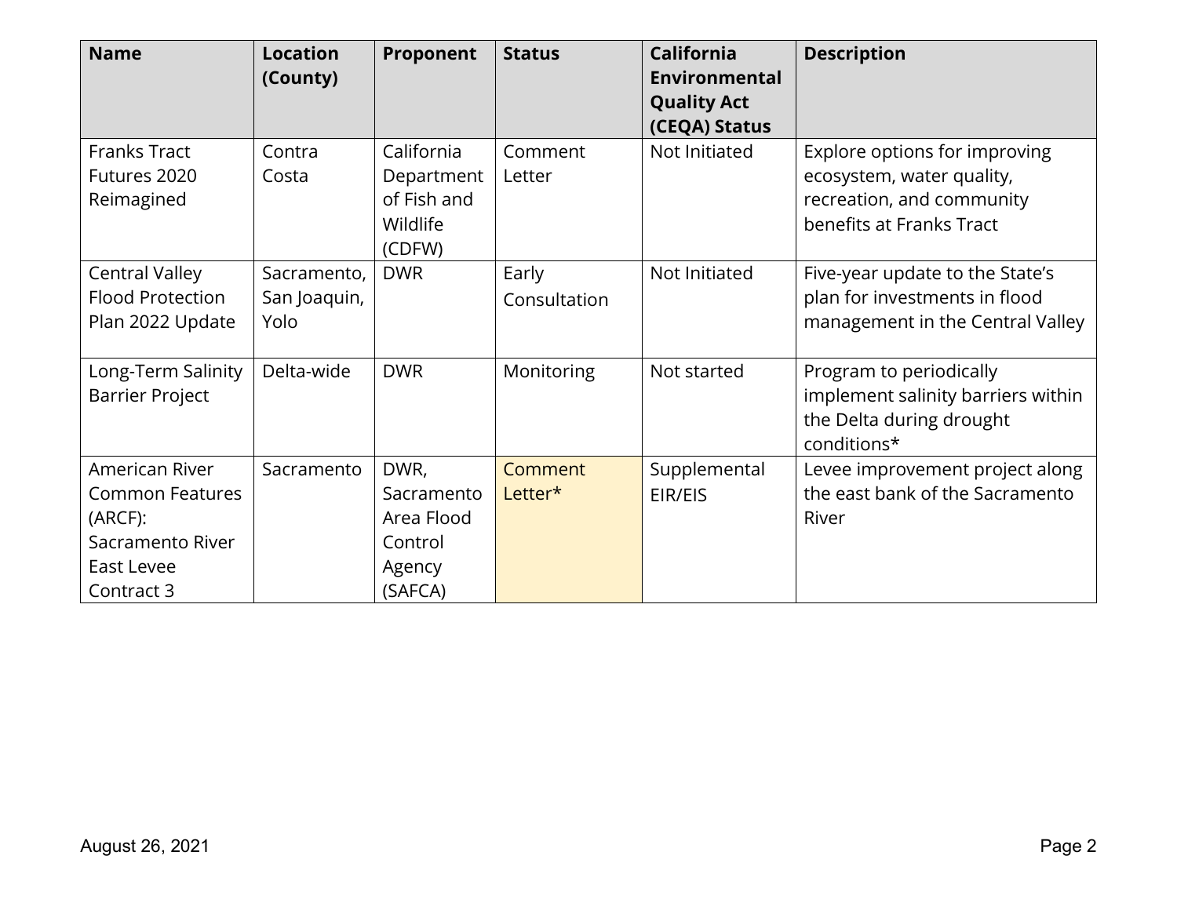| Name | Location (County) | Proponent | Status | California Environmental Quality Act (CEQA) Status | Description |
| --- | --- | --- | --- | --- | --- |
| Franks Tract Futures 2020 Reimagined | Contra Costa | California Department of Fish and Wildlife (CDFW) | Comment Letter | Not Initiated | Explore options for improving ecosystem, water quality, recreation, and community benefits at Franks Tract |
| Central Valley Flood Protection Plan 2022 Update | Sacramento, San Joaquin, Yolo | DWR | Early Consultation | Not Initiated | Five-year update to the State's plan for investments in flood management in the Central Valley |
| Long-Term Salinity Barrier Project | Delta-wide | DWR | Monitoring | Not started | Program to periodically implement salinity barriers within the Delta during drought conditions* |
| American River Common Features (ARCF): Sacramento River East Levee Contract 3 | Sacramento | DWR, Sacramento Area Flood Control Agency (SAFCA) | Comment Letter* | Supplemental EIR/EIS | Levee improvement project along the east bank of the Sacramento River |

August 26, 2021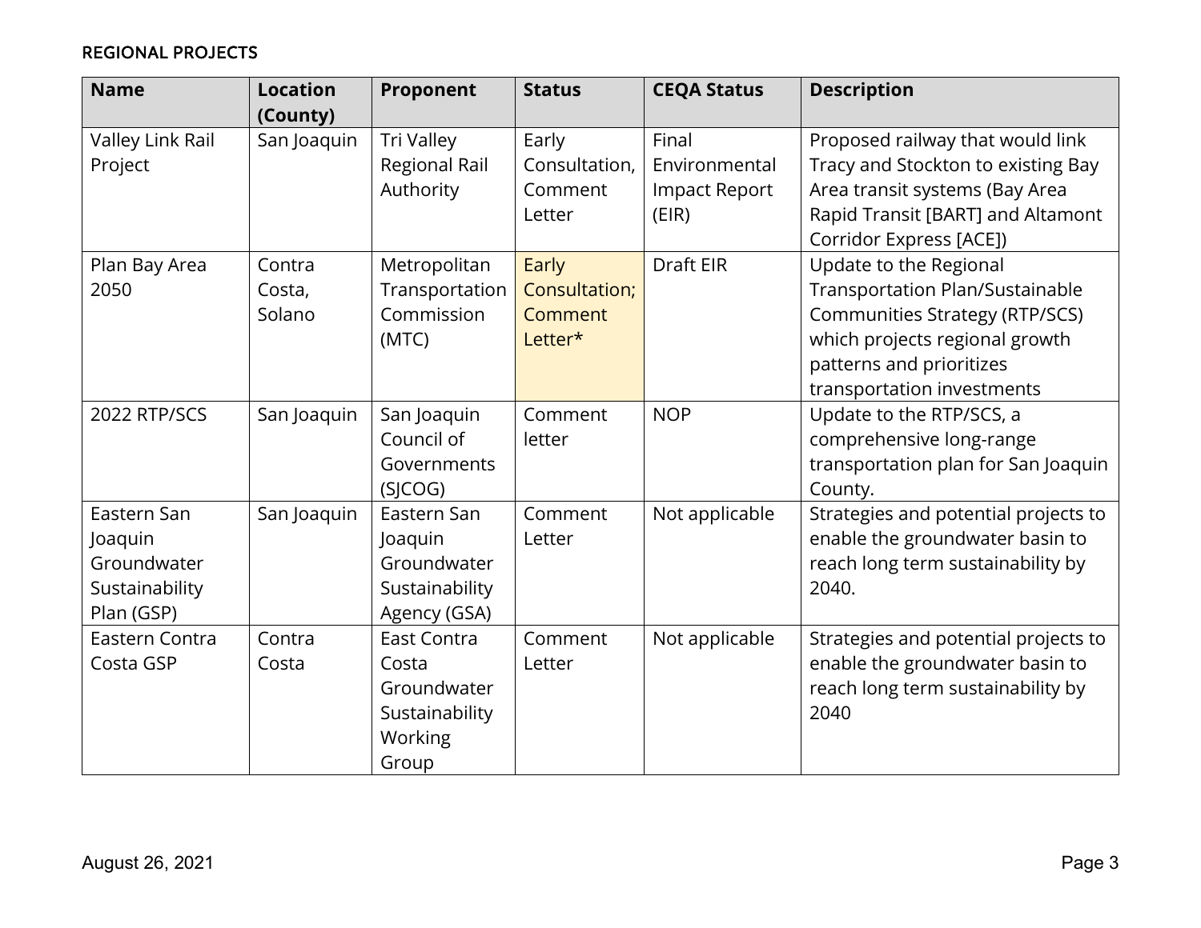REGIONAL PROJECTS

| Name | Location (County) | Proponent | Status | CEQA Status | Description |
|---|---|---|---|---|---|
| Valley Link Rail Project | San Joaquin | Tri Valley Regional Rail Authority | Early Consultation, Comment Letter | Final Environmental Impact Report (EIR) | Proposed railway that would link Tracy and Stockton to existing Bay Area transit systems (Bay Area Rapid Transit [BART] and Altamont Corridor Express [ACE]) |
| Plan Bay Area 2050 | Contra Costa, Solano | Metropolitan Transportation Commission (MTC) | Early Consultation; Comment Letter* | Draft EIR | Update to the Regional Transportation Plan/Sustainable Communities Strategy (RTP/SCS) which projects regional growth patterns and prioritizes transportation investments |
| 2022 RTP/SCS | San Joaquin | San Joaquin Council of Governments (SJCOG) | Comment letter | NOP | Update to the RTP/SCS, a comprehensive long-range transportation plan for San Joaquin County. |
| Eastern San Joaquin Groundwater Sustainability Plan (GSP) | San Joaquin | Eastern San Joaquin Groundwater Sustainability Agency (GSA) | Comment Letter | Not applicable | Strategies and potential projects to enable the groundwater basin to reach long term sustainability by 2040. |
| Eastern Contra Costa GSP | Contra Costa | East Contra Costa Groundwater Sustainability Working Group | Comment Letter | Not applicable | Strategies and potential projects to enable the groundwater basin to reach long term sustainability by 2040 |

August 26, 2021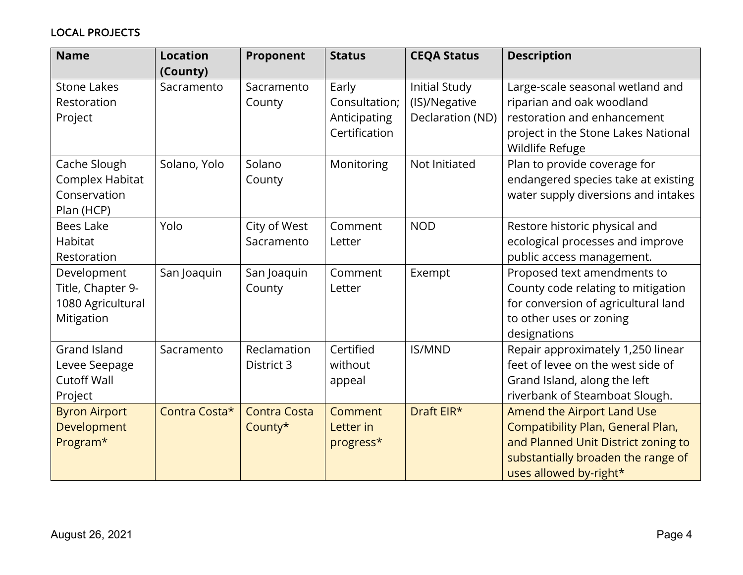LOCAL PROJECTS

| Name | Location (County) | Proponent | Status | CEQA Status | Description |
|---|---|---|---|---|---|
| Stone Lakes Restoration Project | Sacramento | Sacramento County | Early Consultation; Anticipating Certification | Initial Study (IS)/Negative Declaration (ND) | Large-scale seasonal wetland and riparian and oak woodland restoration and enhancement project in the Stone Lakes National Wildlife Refuge |
| Cache Slough Complex Habitat Conservation Plan (HCP) | Solano, Yolo | Solano County | Monitoring | Not Initiated | Plan to provide coverage for endangered species take at existing water supply diversions and intakes |
| Bees Lake Habitat Restoration | Yolo | City of West Sacramento | Comment Letter | NOD | Restore historic physical and ecological processes and improve public access management. |
| Development Title, Chapter 9-1080 Agricultural Mitigation | San Joaquin | San Joaquin County | Comment Letter | Exempt | Proposed text amendments to County code relating to mitigation for conversion of agricultural land to other uses or zoning designations |
| Grand Island Levee Seepage Cutoff Wall Project | Sacramento | Reclamation District 3 | Certified without appeal | IS/MND | Repair approximately 1,250 linear feet of levee on the west side of Grand Island, along the left riverbank of Steamboat Slough. |
| Byron Airport Development Program* | Contra Costa* | Contra Costa County* | Comment Letter in progress* | Draft EIR* | Amend the Airport Land Use Compatibility Plan, General Plan, and Planned Unit District zoning to substantially broaden the range of uses allowed by-right* |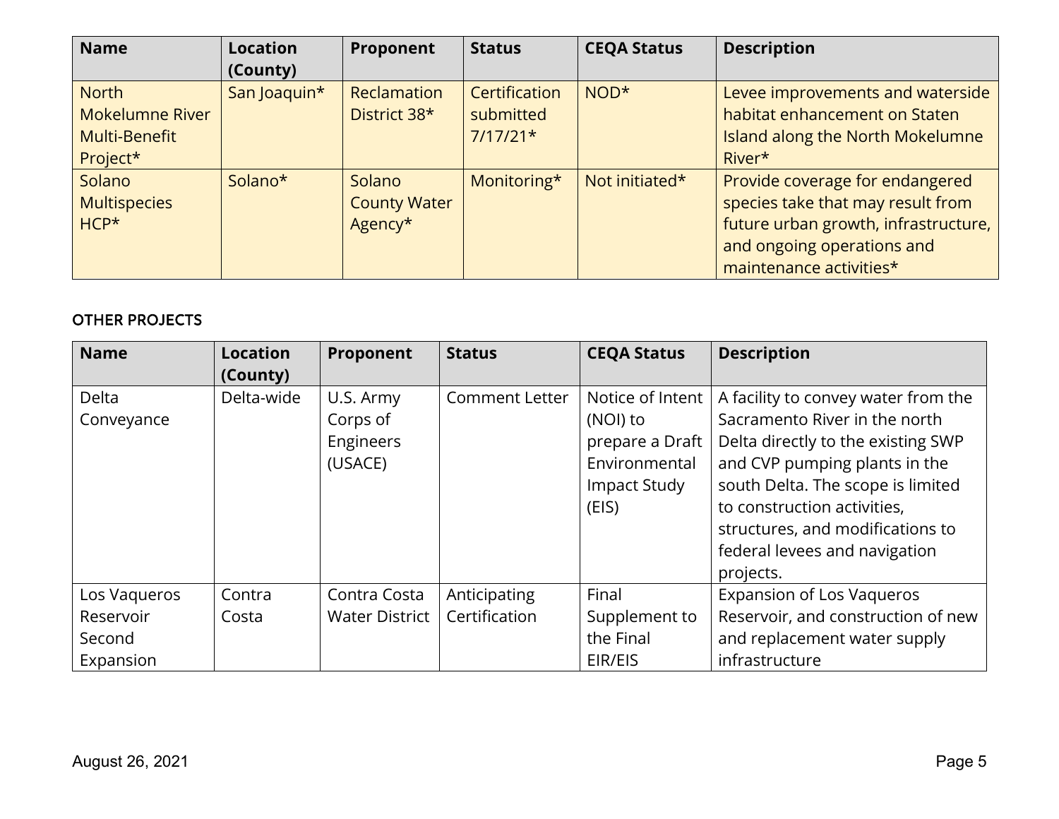| Name | Location (County) | Proponent | Status | CEQA Status | Description |
|---|---|---|---|---|---|
| North Mokelumne River Multi-Benefit Project* | San Joaquin* | Reclamation District 38* | Certification submitted 7/17/21* | NOD* | Levee improvements and waterside habitat enhancement on Staten Island along the North Mokelumne River* |
| Solano Multispecies HCP* | Solano* | Solano County Water Agency* | Monitoring* | Not initiated* | Provide coverage for endangered species take that may result from future urban growth, infrastructure, and ongoing operations and maintenance activities* |

### OTHER PROJECTS

| Name | Location (County) | Proponent | Status | CEQA Status | Description |
|---|---|---|---|---|---|
| Delta Conveyance | Delta-wide | U.S. Army Corps of Engineers (USACE) | Comment Letter | Notice of Intent (NOI) to prepare a Draft Environmental Impact Study (EIS) | A facility to convey water from the Sacramento River in the north Delta directly to the existing SWP and CVP pumping plants in the south Delta. The scope is limited to construction activities, structures, and modifications to federal levees and navigation projects. |
| Los Vaqueros Reservoir Second Expansion | Contra Costa | Contra Costa Water District | Anticipating Certification | Final Supplement to the Final EIR/EIS | Expansion of Los Vaqueros Reservoir, and construction of new and replacement water supply infrastructure |

August 26, 2021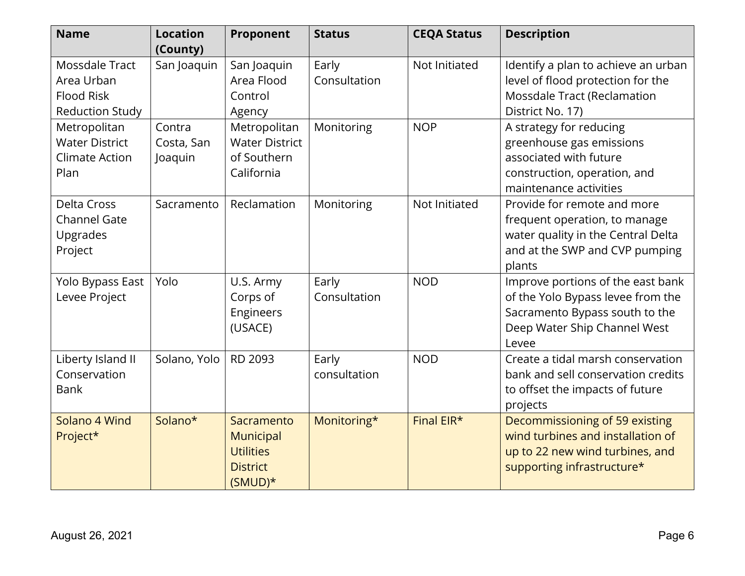| Name | Location (County) | Proponent | Status | CEQA Status | Description |
| --- | --- | --- | --- | --- | --- |
| Mossdale Tract Area Urban Flood Risk Reduction Study | San Joaquin | San Joaquin Area Flood Control Agency | Early Consultation | Not Initiated | Identify a plan to achieve an urban level of flood protection for the Mossdale Tract (Reclamation District No. 17) |
| Metropolitan Water District Climate Action Plan | Contra Costa, San Joaquin | Metropolitan Water District of Southern California | Monitoring | NOP | A strategy for reducing greenhouse gas emissions associated with future construction, operation, and maintenance activities |
| Delta Cross Channel Gate Upgrades Project | Sacramento | Reclamation | Monitoring | Not Initiated | Provide for remote and more frequent operation, to manage water quality in the Central Delta and at the SWP and CVP pumping plants |
| Yolo Bypass East Levee Project | Yolo | U.S. Army Corps of Engineers (USACE) | Early Consultation | NOD | Improve portions of the east bank of the Yolo Bypass levee from the Sacramento Bypass south to the Deep Water Ship Channel West Levee |
| Liberty Island II Conservation Bank | Solano, Yolo | RD 2093 | Early consultation | NOD | Create a tidal marsh conservation bank and sell conservation credits to offset the impacts of future projects |
| Solano 4 Wind Project* | Solano* | Sacramento Municipal Utilities District (SMUD)* | Monitoring* | Final EIR* | Decommissioning of 59 existing wind turbines and installation of up to 22 new wind turbines, and supporting infrastructure* |

August 26, 2021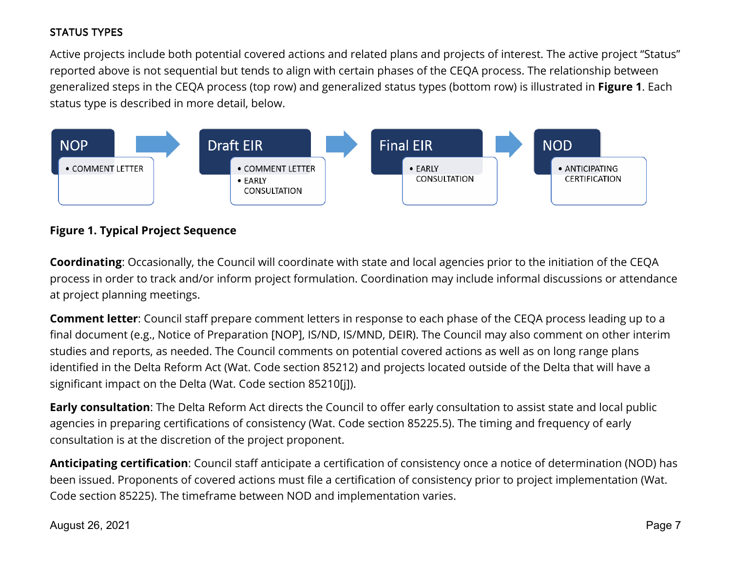### STATUS TYPES

Active projects include both potential covered actions and related plans and projects of interest. The active project "Status" reported above is not sequential but tends to align with certain phases of the CEQA process. The relationship between generalized steps in the CEQA process (top row) and generalized status types (bottom row) is illustrated in **Figure 1**. Each status type is described in more detail, below.

NOP
- COMMENT LETTER

Draft EIR
- COMMENT LETTER
- EARLY CONSULTATION

Final EIR
- EARLY CONSULTATION

NOD
- ANTICIPATING CERTIFICATION

**Figure 1. Typical Project Sequence**

**Coordinating**: Occasionally, the Council will coordinate with state and local agencies prior to the initiation of the CEQA process in order to track and/or inform project formulation. Coordination may include informal discussions or attendance at project planning meetings.

**Comment letter**: Council staff prepare comment letters in response to each phase of the CEQA process leading up to a final document (e.g., Notice of Preparation [NOP], IS/ND, IS/MND, DEIR). The Council may also comment on other interim studies and reports, as needed. The Council comments on potential covered actions as well as on long range plans identified in the Delta Reform Act (Wat. Code section 85212) and projects located outside of the Delta that will have a significant impact on the Delta (Wat. Code section 85210[j]).

**Early consultation**: The Delta Reform Act directs the Council to offer early consultation to assist state and local public agencies in preparing certifications of consistency (Wat. Code section 85225.5). The timing and frequency of early consultation is at the discretion of the project proponent.

**Anticipating certification**: Council staff anticipate a certification of consistency once a notice of determination (NOD) has been issued. Proponents of covered actions must file a certification of consistency prior to project implementation (Wat. Code section 85225). The timeframe between NOD and implementation varies.

August 26, 2021